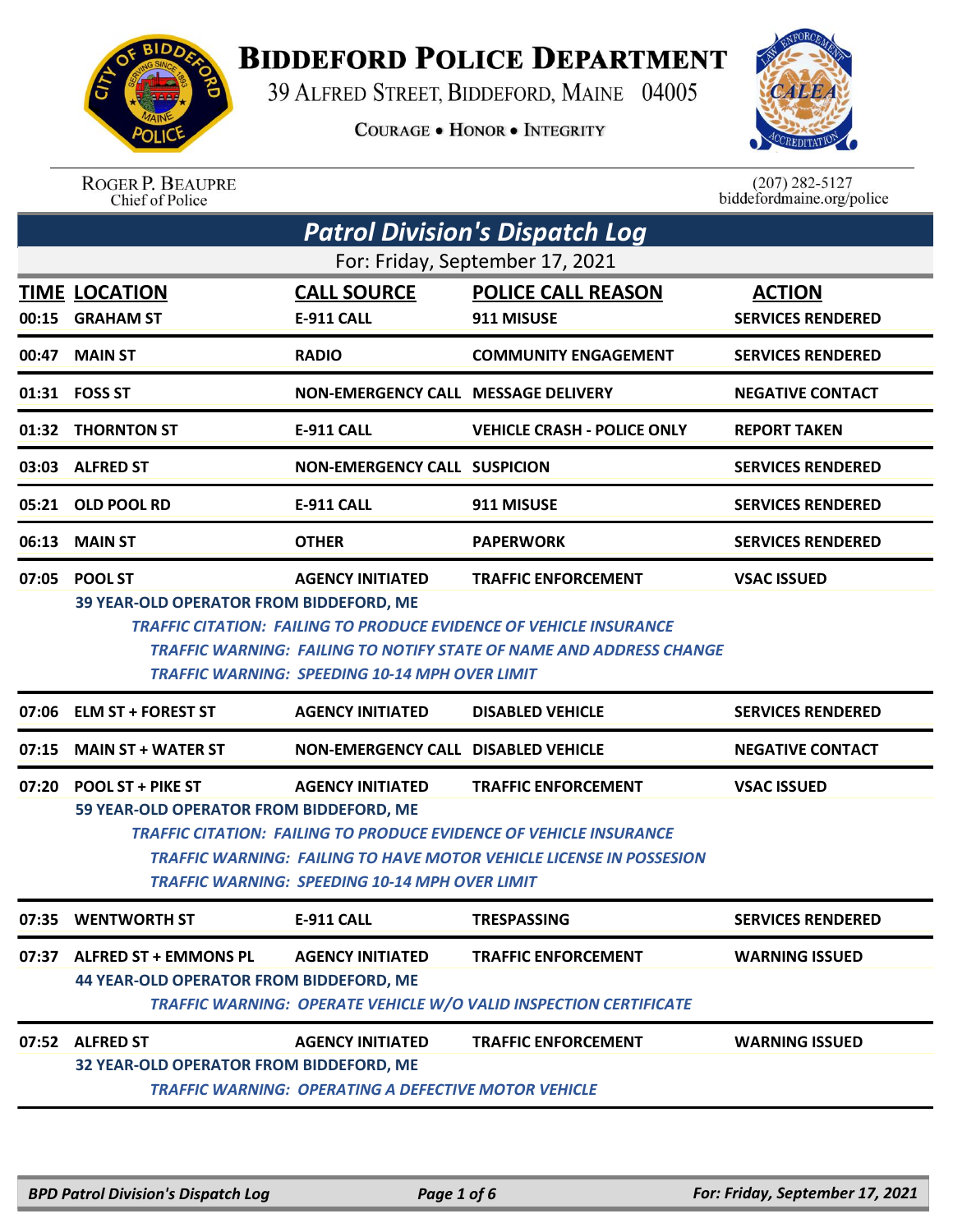# BIDDEFORD POLICE DEPARTMENT

39 ALFRED STREET, BIDDEFORD, MAINE 04005

COURAGE • HONOR • INTEGRITY

ROGER P. BEAUPRE
Chief of Police

(207) 282-5127
biddefordmaine.org/police

## Patrol Division's Dispatch Log

For: Friday, September 17, 2021

| TIME | LOCATION | CALL SOURCE | POLICE CALL REASON | ACTION |
|---|---|---|---|---|
| 00:15 | GRAHAM ST | E-911 CALL | 911 MISUSE | SERVICES RENDERED |
| 00:47 | MAIN ST | RADIO | COMMUNITY ENGAGEMENT | SERVICES RENDERED |
| 01:31 | FOSS ST | NON-EMERGENCY CALL | MESSAGE DELIVERY | NEGATIVE CONTACT |
| 01:32 | THORNTON ST | E-911 CALL | VEHICLE CRASH - POLICE ONLY | REPORT TAKEN |
| 03:03 | ALFRED ST | NON-EMERGENCY CALL | SUSPICION | SERVICES RENDERED |
| 05:21 | OLD POOL RD | E-911 CALL | 911 MISUSE | SERVICES RENDERED |
| 06:13 | MAIN ST | OTHER | PAPERWORK | SERVICES RENDERED |
| 07:05 | POOL ST | AGENCY INITIATED | TRAFFIC ENFORCEMENT | VSAC ISSUED |

**39 YEAR-OLD OPERATOR FROM BIDDEFORD, ME**

*TRAFFIC CITATION: FAILING TO PRODUCE EVIDENCE OF VEHICLE INSURANCE*
*TRAFFIC WARNING: FAILING TO NOTIFY STATE OF NAME AND ADDRESS CHANGE*
*TRAFFIC WARNING: SPEEDING 10-14 MPH OVER LIMIT*

| TIME | LOCATION | CALL SOURCE | POLICE CALL REASON | ACTION |
|---|---|---|---|---|
| 07:06 | ELM ST + FOREST ST | AGENCY INITIATED | DISABLED VEHICLE | SERVICES RENDERED |
| 07:15 | MAIN ST + WATER ST | NON-EMERGENCY CALL | DISABLED VEHICLE | NEGATIVE CONTACT |
| 07:20 | POOL ST + PIKE ST | AGENCY INITIATED | TRAFFIC ENFORCEMENT | VSAC ISSUED |

**59 YEAR-OLD OPERATOR FROM BIDDEFORD, ME**

*TRAFFIC CITATION: FAILING TO PRODUCE EVIDENCE OF VEHICLE INSURANCE*
*TRAFFIC WARNING: FAILING TO HAVE MOTOR VEHICLE LICENSE IN POSSESION*
*TRAFFIC WARNING: SPEEDING 10-14 MPH OVER LIMIT*

| TIME | LOCATION | CALL SOURCE | POLICE CALL REASON | ACTION |
|---|---|---|---|---|
| 07:35 | WENTWORTH ST | E-911 CALL | TRESPASSING | SERVICES RENDERED |
| 07:37 | ALFRED ST + EMMONS PL | AGENCY INITIATED | TRAFFIC ENFORCEMENT | WARNING ISSUED |

**44 YEAR-OLD OPERATOR FROM BIDDEFORD, ME**

*TRAFFIC WARNING: OPERATE VEHICLE W/O VALID INSPECTION CERTIFICATE*

| TIME | LOCATION | CALL SOURCE | POLICE CALL REASON | ACTION |
|---|---|---|---|---|
| 07:52 | ALFRED ST | AGENCY INITIATED | TRAFFIC ENFORCEMENT | WARNING ISSUED |

**32 YEAR-OLD OPERATOR FROM BIDDEFORD, ME**

*TRAFFIC WARNING: OPERATING A DEFECTIVE MOTOR VEHICLE*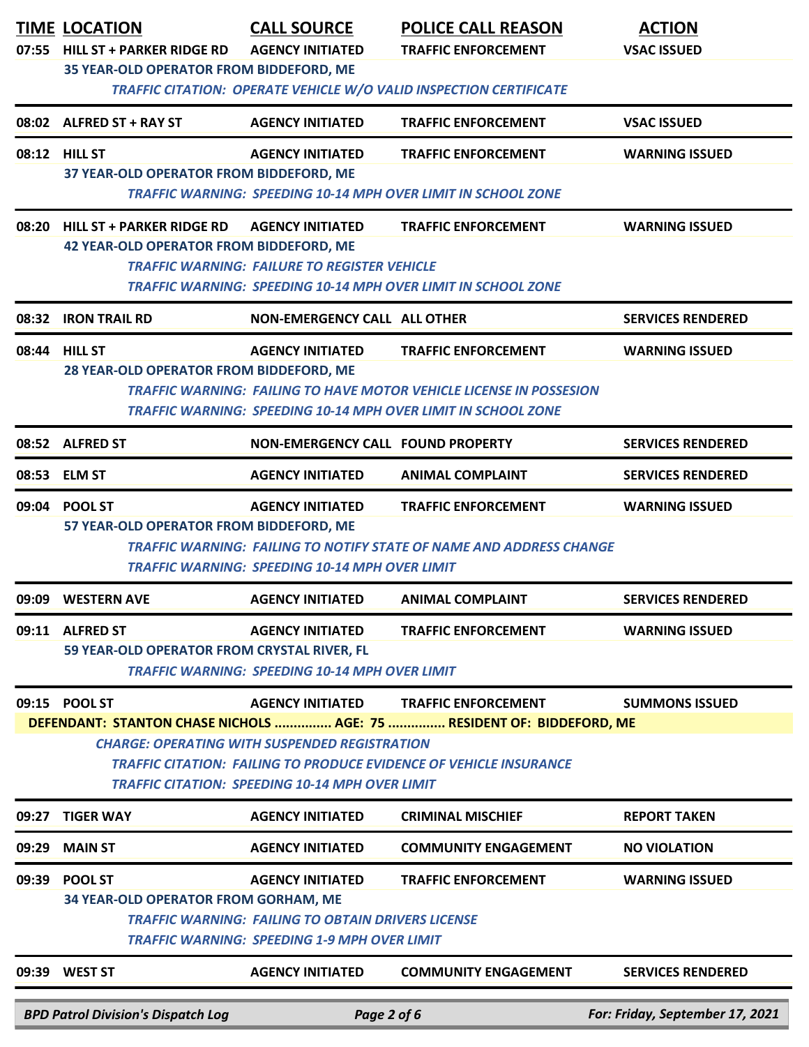| TIME | LOCATION | CALL SOURCE | POLICE CALL REASON | ACTION |
|---|---|---|---|---|
| 07:55 | HILL ST + PARKER RIDGE RD | AGENCY INITIATED | TRAFFIC ENFORCEMENT | VSAC ISSUED |
| | 35 YEAR-OLD OPERATOR FROM BIDDEFORD, ME | | | |
| | *TRAFFIC CITATION: OPERATE VEHICLE W/O VALID INSPECTION CERTIFICATE* | | | |
| 08:02 | ALFRED ST + RAY ST | AGENCY INITIATED | TRAFFIC ENFORCEMENT | VSAC ISSUED |
| 08:12 | HILL ST | AGENCY INITIATED | TRAFFIC ENFORCEMENT | WARNING ISSUED |
| | 37 YEAR-OLD OPERATOR FROM BIDDEFORD, ME | | | |
| | *TRAFFIC WARNING: SPEEDING 10-14 MPH OVER LIMIT IN SCHOOL ZONE* | | | |
| 08:20 | HILL ST + PARKER RIDGE RD | AGENCY INITIATED | TRAFFIC ENFORCEMENT | WARNING ISSUED |
| | 42 YEAR-OLD OPERATOR FROM BIDDEFORD, ME | | | |
| | *TRAFFIC WARNING: FAILURE TO REGISTER VEHICLE* | | | |
| | *TRAFFIC WARNING: SPEEDING 10-14 MPH OVER LIMIT IN SCHOOL ZONE* | | | |
| 08:32 | IRON TRAIL RD | NON-EMERGENCY CALL | ALL OTHER | SERVICES RENDERED |
| 08:44 | HILL ST | AGENCY INITIATED | TRAFFIC ENFORCEMENT | WARNING ISSUED |
| | 28 YEAR-OLD OPERATOR FROM BIDDEFORD, ME | | | |
| | *TRAFFIC WARNING: FAILING TO HAVE MOTOR VEHICLE LICENSE IN POSSESION* | | | |
| | *TRAFFIC WARNING: SPEEDING 10-14 MPH OVER LIMIT IN SCHOOL ZONE* | | | |
| 08:52 | ALFRED ST | NON-EMERGENCY CALL | FOUND PROPERTY | SERVICES RENDERED |
| 08:53 | ELM ST | AGENCY INITIATED | ANIMAL COMPLAINT | SERVICES RENDERED |
| 09:04 | POOL ST | AGENCY INITIATED | TRAFFIC ENFORCEMENT | WARNING ISSUED |
| | 57 YEAR-OLD OPERATOR FROM BIDDEFORD, ME | | | |
| | *TRAFFIC WARNING: FAILING TO NOTIFY STATE OF NAME AND ADDRESS CHANGE* | | | |
| | *TRAFFIC WARNING: SPEEDING 10-14 MPH OVER LIMIT* | | | |
| 09:09 | WESTERN AVE | AGENCY INITIATED | ANIMAL COMPLAINT | SERVICES RENDERED |
| 09:11 | ALFRED ST | AGENCY INITIATED | TRAFFIC ENFORCEMENT | WARNING ISSUED |
| | 59 YEAR-OLD OPERATOR FROM CRYSTAL RIVER, FL | | | |
| | *TRAFFIC WARNING: SPEEDING 10-14 MPH OVER LIMIT* | | | |
| 09:15 | POOL ST | AGENCY INITIATED | TRAFFIC ENFORCEMENT | SUMMONS ISSUED |
| | DEFENDANT: STANTON CHASE NICHOLS ............... AGE: 75 ............... RESIDENT OF: BIDDEFORD, ME | | | |
| | *CHARGE: OPERATING WITH SUSPENDED REGISTRATION* | | | |
| | *TRAFFIC CITATION: FAILING TO PRODUCE EVIDENCE OF VEHICLE INSURANCE* | | | |
| | *TRAFFIC CITATION: SPEEDING 10-14 MPH OVER LIMIT* | | | |
| 09:27 | TIGER WAY | AGENCY INITIATED | CRIMINAL MISCHIEF | REPORT TAKEN |
| 09:29 | MAIN ST | AGENCY INITIATED | COMMUNITY ENGAGEMENT | NO VIOLATION |
| 09:39 | POOL ST | AGENCY INITIATED | TRAFFIC ENFORCEMENT | WARNING ISSUED |
| | 34 YEAR-OLD OPERATOR FROM GORHAM, ME | | | |
| | *TRAFFIC WARNING: FAILING TO OBTAIN DRIVERS LICENSE* | | | |
| | *TRAFFIC WARNING: SPEEDING 1-9 MPH OVER LIMIT* | | | |
| 09:39 | WEST ST | AGENCY INITIATED | COMMUNITY ENGAGEMENT | SERVICES RENDERED |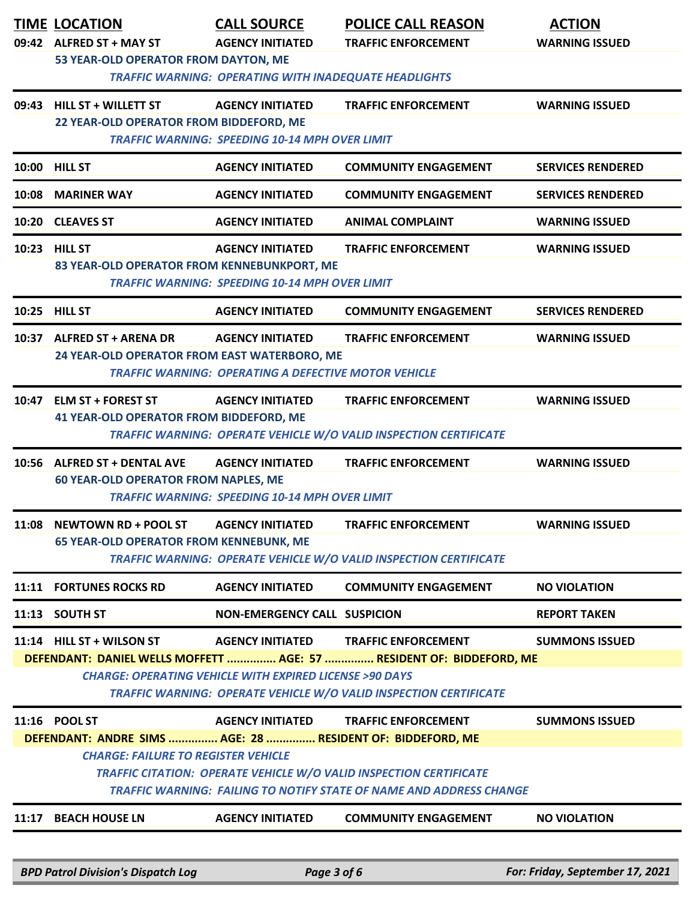| TIME | LOCATION | CALL SOURCE | POLICE CALL REASON | ACTION |
|---|---|---|---|---|
| 09:42 | ALFRED ST + MAY ST | AGENCY INITIATED | TRAFFIC ENFORCEMENT | WARNING ISSUED |

**53 YEAR-OLD OPERATOR FROM DAYTON, ME**

*TRAFFIC WARNING: OPERATING WITH INADEQUATE HEADLIGHTS*

| TIME | LOCATION | CALL SOURCE | POLICE CALL REASON | ACTION |
|---|---|---|---|---|
| 09:43 | HILL ST + WILLETT ST | AGENCY INITIATED | TRAFFIC ENFORCEMENT | WARNING ISSUED |

**22 YEAR-OLD OPERATOR FROM BIDDEFORD, ME**

*TRAFFIC WARNING: SPEEDING 10-14 MPH OVER LIMIT*

| TIME | LOCATION | CALL SOURCE | POLICE CALL REASON | ACTION |
|---|---|---|---|---|
| 10:00 | HILL ST | AGENCY INITIATED | COMMUNITY ENGAGEMENT | SERVICES RENDERED |
| 10:08 | MARINER WAY | AGENCY INITIATED | COMMUNITY ENGAGEMENT | SERVICES RENDERED |
| 10:20 | CLEAVES ST | AGENCY INITIATED | ANIMAL COMPLAINT | WARNING ISSUED |
| 10:23 | HILL ST | AGENCY INITIATED | TRAFFIC ENFORCEMENT | WARNING ISSUED |

**83 YEAR-OLD OPERATOR FROM KENNEBUNKPORT, ME**

*TRAFFIC WARNING: SPEEDING 10-14 MPH OVER LIMIT*

| TIME | LOCATION | CALL SOURCE | POLICE CALL REASON | ACTION |
|---|---|---|---|---|
| 10:25 | HILL ST | AGENCY INITIATED | COMMUNITY ENGAGEMENT | SERVICES RENDERED |
| 10:37 | ALFRED ST + ARENA DR | AGENCY INITIATED | TRAFFIC ENFORCEMENT | WARNING ISSUED |

**24 YEAR-OLD OPERATOR FROM EAST WATERBORO, ME**

*TRAFFIC WARNING: OPERATING A DEFECTIVE MOTOR VEHICLE*

| TIME | LOCATION | CALL SOURCE | POLICE CALL REASON | ACTION |
|---|---|---|---|---|
| 10:47 | ELM ST + FOREST ST | AGENCY INITIATED | TRAFFIC ENFORCEMENT | WARNING ISSUED |

**41 YEAR-OLD OPERATOR FROM BIDDEFORD, ME**

*TRAFFIC WARNING: OPERATE VEHICLE W/O VALID INSPECTION CERTIFICATE*

| TIME | LOCATION | CALL SOURCE | POLICE CALL REASON | ACTION |
|---|---|---|---|---|
| 10:56 | ALFRED ST + DENTAL AVE | AGENCY INITIATED | TRAFFIC ENFORCEMENT | WARNING ISSUED |

**60 YEAR-OLD OPERATOR FROM NAPLES, ME**

*TRAFFIC WARNING: SPEEDING 10-14 MPH OVER LIMIT*

| TIME | LOCATION | CALL SOURCE | POLICE CALL REASON | ACTION |
|---|---|---|---|---|
| 11:08 | NEWTOWN RD + POOL ST | AGENCY INITIATED | TRAFFIC ENFORCEMENT | WARNING ISSUED |

**65 YEAR-OLD OPERATOR FROM KENNEBUNK, ME**

*TRAFFIC WARNING: OPERATE VEHICLE W/O VALID INSPECTION CERTIFICATE*

| TIME | LOCATION | CALL SOURCE | POLICE CALL REASON | ACTION |
|---|---|---|---|---|
| 11:11 | FORTUNES ROCKS RD | AGENCY INITIATED | COMMUNITY ENGAGEMENT | NO VIOLATION |
| 11:13 | SOUTH ST | NON-EMERGENCY CALL | SUSPICION | REPORT TAKEN |
| 11:14 | HILL ST + WILSON ST | AGENCY INITIATED | TRAFFIC ENFORCEMENT | SUMMONS ISSUED |

**DEFENDANT: DANIEL WELLS MOFFETT ............... AGE: 57 ............... RESIDENT OF: BIDDEFORD, ME**

*CHARGE: OPERATING VEHICLE WITH EXPIRED LICENSE >90 DAYS*

*TRAFFIC WARNING: OPERATE VEHICLE W/O VALID INSPECTION CERTIFICATE*

| TIME | LOCATION | CALL SOURCE | POLICE CALL REASON | ACTION |
|---|---|---|---|---|
| 11:16 | POOL ST | AGENCY INITIATED | TRAFFIC ENFORCEMENT | SUMMONS ISSUED |

**DEFENDANT: ANDRE SIMS ............... AGE: 28 ............... RESIDENT OF: BIDDEFORD, ME**

*CHARGE: FAILURE TO REGISTER VEHICLE*

*TRAFFIC CITATION: OPERATE VEHICLE W/O VALID INSPECTION CERTIFICATE*

*TRAFFIC WARNING: FAILING TO NOTIFY STATE OF NAME AND ADDRESS CHANGE*

| TIME | LOCATION | CALL SOURCE | POLICE CALL REASON | ACTION |
|---|---|---|---|---|
| 11:17 | BEACH HOUSE LN | AGENCY INITIATED | COMMUNITY ENGAGEMENT | NO VIOLATION |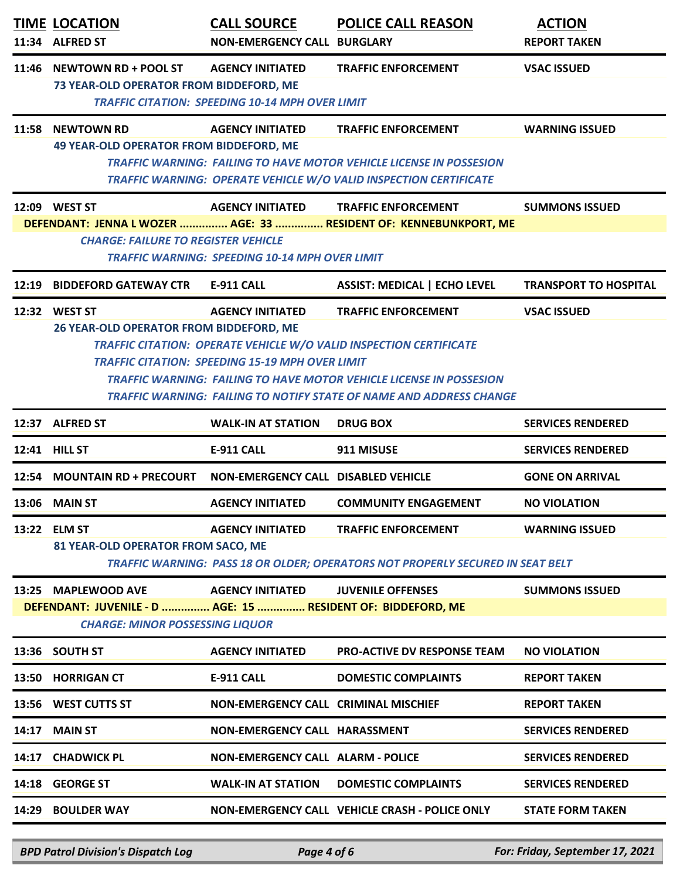| TIME | LOCATION | CALL SOURCE | POLICE CALL REASON | ACTION |
|---|---|---|---|---|
| 11:34 | ALFRED ST | NON-EMERGENCY CALL | BURGLARY | REPORT TAKEN |
| 11:46 | NEWTOWN RD + POOL ST | AGENCY INITIATED | TRAFFIC ENFORCEMENT | VSAC ISSUED |
| | 73 YEAR-OLD OPERATOR FROM BIDDEFORD, ME | | | |
| | *TRAFFIC CITATION: SPEEDING 10-14 MPH OVER LIMIT* | | | |
| 11:58 | NEWTOWN RD | AGENCY INITIATED | TRAFFIC ENFORCEMENT | WARNING ISSUED |
| | 49 YEAR-OLD OPERATOR FROM BIDDEFORD, ME | | | |
| | *TRAFFIC WARNING: FAILING TO HAVE MOTOR VEHICLE LICENSE IN POSSESION* | | | |
| | *TRAFFIC WARNING: OPERATE VEHICLE W/O VALID INSPECTION CERTIFICATE* | | | |
| 12:09 | WEST ST | AGENCY INITIATED | TRAFFIC ENFORCEMENT | SUMMONS ISSUED |
| | DEFENDANT: JENNA L WOZER ............... AGE: 33 ............... RESIDENT OF: KENNEBUNKPORT, ME | | | |
| | *CHARGE: FAILURE TO REGISTER VEHICLE* | | | |
| | *TRAFFIC WARNING: SPEEDING 10-14 MPH OVER LIMIT* | | | |
| 12:19 | BIDDEFORD GATEWAY CTR | E-911 CALL | ASSIST: MEDICAL \| ECHO LEVEL | TRANSPORT TO HOSPITAL |
| 12:32 | WEST ST | AGENCY INITIATED | TRAFFIC ENFORCEMENT | VSAC ISSUED |
| | 26 YEAR-OLD OPERATOR FROM BIDDEFORD, ME | | | |
| | *TRAFFIC CITATION: OPERATE VEHICLE W/O VALID INSPECTION CERTIFICATE* | | | |
| | *TRAFFIC CITATION: SPEEDING 15-19 MPH OVER LIMIT* | | | |
| | *TRAFFIC WARNING: FAILING TO HAVE MOTOR VEHICLE LICENSE IN POSSESION* | | | |
| | *TRAFFIC WARNING: FAILING TO NOTIFY STATE OF NAME AND ADDRESS CHANGE* | | | |
| 12:37 | ALFRED ST | WALK-IN AT STATION | DRUG BOX | SERVICES RENDERED |
| 12:41 | HILL ST | E-911 CALL | 911 MISUSE | SERVICES RENDERED |
| 12:54 | MOUNTAIN RD + PRECOURT | NON-EMERGENCY CALL | DISABLED VEHICLE | GONE ON ARRIVAL |
| 13:06 | MAIN ST | AGENCY INITIATED | COMMUNITY ENGAGEMENT | NO VIOLATION |
| 13:22 | ELM ST | AGENCY INITIATED | TRAFFIC ENFORCEMENT | WARNING ISSUED |
| | 81 YEAR-OLD OPERATOR FROM SACO, ME | | | |
| | *TRAFFIC WARNING: PASS 18 OR OLDER; OPERATORS NOT PROPERLY SECURED IN SEAT BELT* | | | |
| 13:25 | MAPLEWOOD AVE | AGENCY INITIATED | JUVENILE OFFENSES | SUMMONS ISSUED |
| | DEFENDANT: JUVENILE - D ............... AGE: 15 ............... RESIDENT OF: BIDDEFORD, ME | | | |
| | *CHARGE: MINOR POSSESSING LIQUOR* | | | |
| 13:36 | SOUTH ST | AGENCY INITIATED | PRO-ACTIVE DV RESPONSE TEAM | NO VIOLATION |
| 13:50 | HORRIGAN CT | E-911 CALL | DOMESTIC COMPLAINTS | REPORT TAKEN |
| 13:56 | WEST CUTTS ST | NON-EMERGENCY CALL | CRIMINAL MISCHIEF | REPORT TAKEN |
| 14:17 | MAIN ST | NON-EMERGENCY CALL | HARASSMENT | SERVICES RENDERED |
| 14:17 | CHADWICK PL | NON-EMERGENCY CALL | ALARM - POLICE | SERVICES RENDERED |
| 14:18 | GEORGE ST | WALK-IN AT STATION | DOMESTIC COMPLAINTS | SERVICES RENDERED |
| 14:29 | BOULDER WAY | NON-EMERGENCY CALL | VEHICLE CRASH - POLICE ONLY | STATE FORM TAKEN |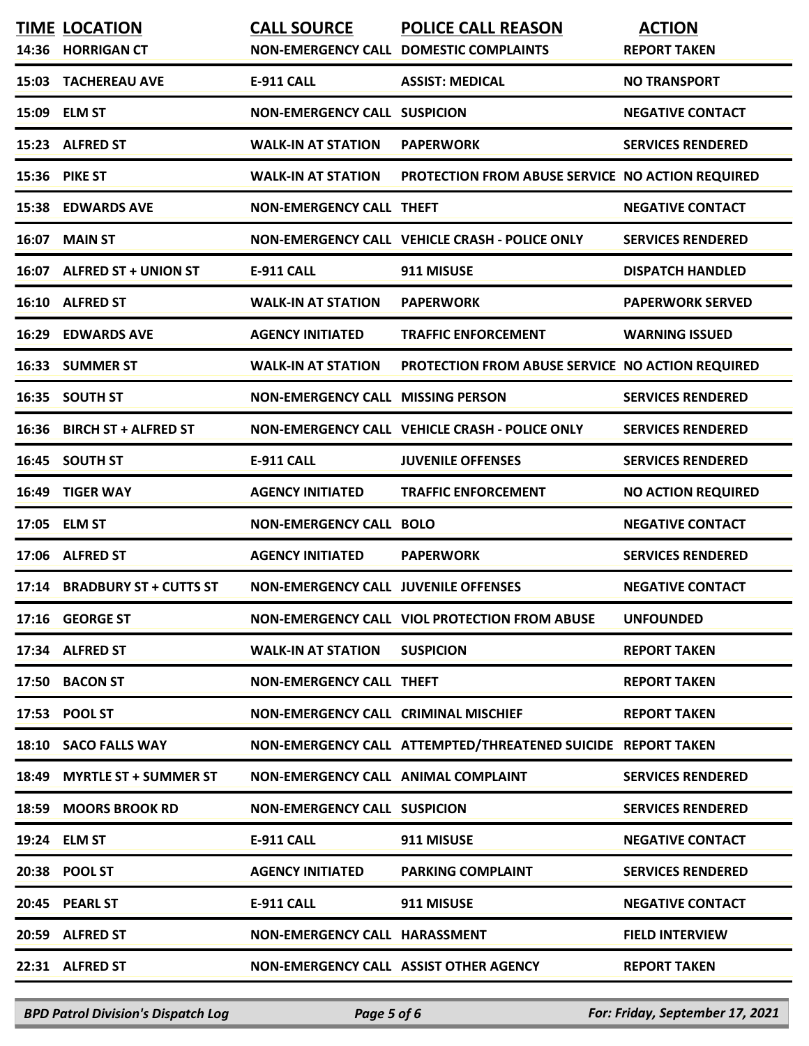| TIME | LOCATION | CALL SOURCE | POLICE CALL REASON | ACTION |
|---|---|---|---|---|
| 14:36 | HORRIGAN CT | NON-EMERGENCY CALL | DOMESTIC COMPLAINTS | REPORT TAKEN |
| 15:03 | TACHEREAU AVE | E-911 CALL | ASSIST: MEDICAL | NO TRANSPORT |
| 15:09 | ELM ST | NON-EMERGENCY CALL | SUSPICION | NEGATIVE CONTACT |
| 15:23 | ALFRED ST | WALK-IN AT STATION | PAPERWORK | SERVICES RENDERED |
| 15:36 | PIKE ST | WALK-IN AT STATION | PROTECTION FROM ABUSE SERVICE | NO ACTION REQUIRED |
| 15:38 | EDWARDS AVE | NON-EMERGENCY CALL | THEFT | NEGATIVE CONTACT |
| 16:07 | MAIN ST | NON-EMERGENCY CALL | VEHICLE CRASH - POLICE ONLY | SERVICES RENDERED |
| 16:07 | ALFRED ST + UNION ST | E-911 CALL | 911 MISUSE | DISPATCH HANDLED |
| 16:10 | ALFRED ST | WALK-IN AT STATION | PAPERWORK | PAPERWORK SERVED |
| 16:29 | EDWARDS AVE | AGENCY INITIATED | TRAFFIC ENFORCEMENT | WARNING ISSUED |
| 16:33 | SUMMER ST | WALK-IN AT STATION | PROTECTION FROM ABUSE SERVICE | NO ACTION REQUIRED |
| 16:35 | SOUTH ST | NON-EMERGENCY CALL | MISSING PERSON | SERVICES RENDERED |
| 16:36 | BIRCH ST + ALFRED ST | NON-EMERGENCY CALL | VEHICLE CRASH - POLICE ONLY | SERVICES RENDERED |
| 16:45 | SOUTH ST | E-911 CALL | JUVENILE OFFENSES | SERVICES RENDERED |
| 16:49 | TIGER WAY | AGENCY INITIATED | TRAFFIC ENFORCEMENT | NO ACTION REQUIRED |
| 17:05 | ELM ST | NON-EMERGENCY CALL | BOLO | NEGATIVE CONTACT |
| 17:06 | ALFRED ST | AGENCY INITIATED | PAPERWORK | SERVICES RENDERED |
| 17:14 | BRADBURY ST + CUTTS ST | NON-EMERGENCY CALL | JUVENILE OFFENSES | NEGATIVE CONTACT |
| 17:16 | GEORGE ST | NON-EMERGENCY CALL | VIOL PROTECTION FROM ABUSE | UNFOUNDED |
| 17:34 | ALFRED ST | WALK-IN AT STATION | SUSPICION | REPORT TAKEN |
| 17:50 | BACON ST | NON-EMERGENCY CALL | THEFT | REPORT TAKEN |
| 17:53 | POOL ST | NON-EMERGENCY CALL | CRIMINAL MISCHIEF | REPORT TAKEN |
| 18:10 | SACO FALLS WAY | NON-EMERGENCY CALL | ATTEMPTED/THREATENED SUICIDE | REPORT TAKEN |
| 18:49 | MYRTLE ST + SUMMER ST | NON-EMERGENCY CALL | ANIMAL COMPLAINT | SERVICES RENDERED |
| 18:59 | MOORS BROOK RD | NON-EMERGENCY CALL | SUSPICION | SERVICES RENDERED |
| 19:24 | ELM ST | E-911 CALL | 911 MISUSE | NEGATIVE CONTACT |
| 20:38 | POOL ST | AGENCY INITIATED | PARKING COMPLAINT | SERVICES RENDERED |
| 20:45 | PEARL ST | E-911 CALL | 911 MISUSE | NEGATIVE CONTACT |
| 20:59 | ALFRED ST | NON-EMERGENCY CALL | HARASSMENT | FIELD INTERVIEW |
| 22:31 | ALFRED ST | NON-EMERGENCY CALL | ASSIST OTHER AGENCY | REPORT TAKEN |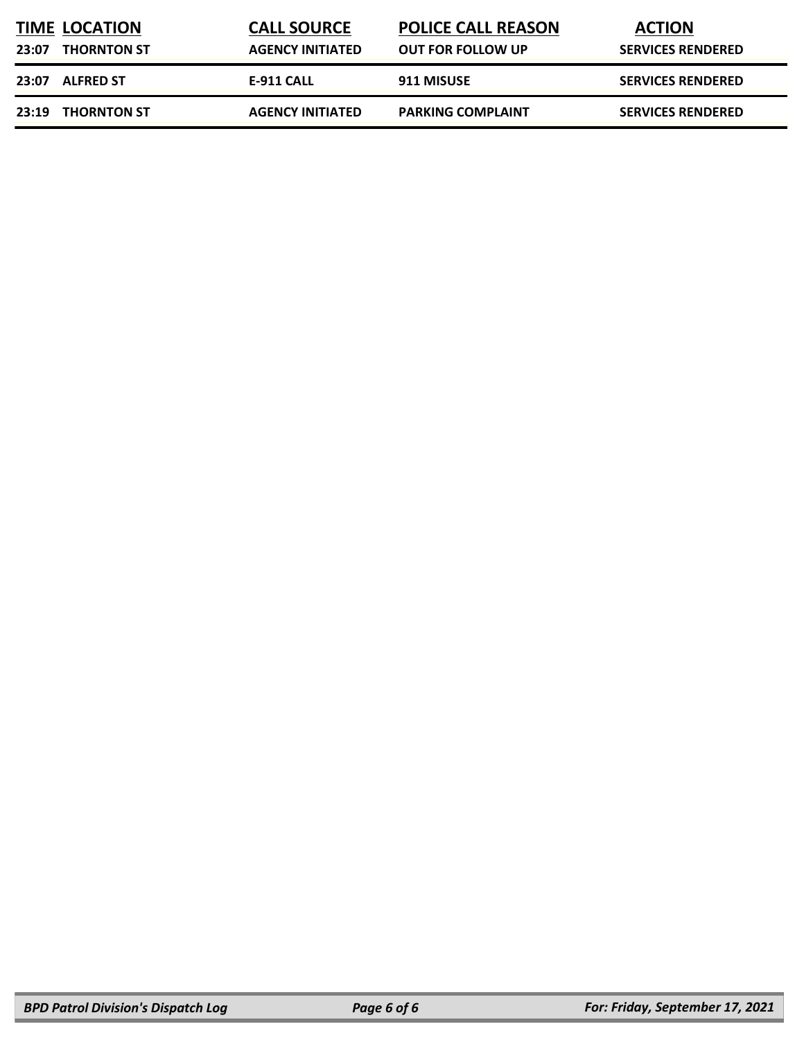| TIME | LOCATION | CALL SOURCE | POLICE CALL REASON | ACTION |
|---|---|---|---|---|
| 23:07 | THORNTON ST | AGENCY INITIATED | OUT FOR FOLLOW UP | SERVICES RENDERED |
| 23:07 | ALFRED ST | E-911 CALL | 911 MISUSE | SERVICES RENDERED |
| 23:19 | THORNTON ST | AGENCY INITIATED | PARKING COMPLAINT | SERVICES RENDERED |